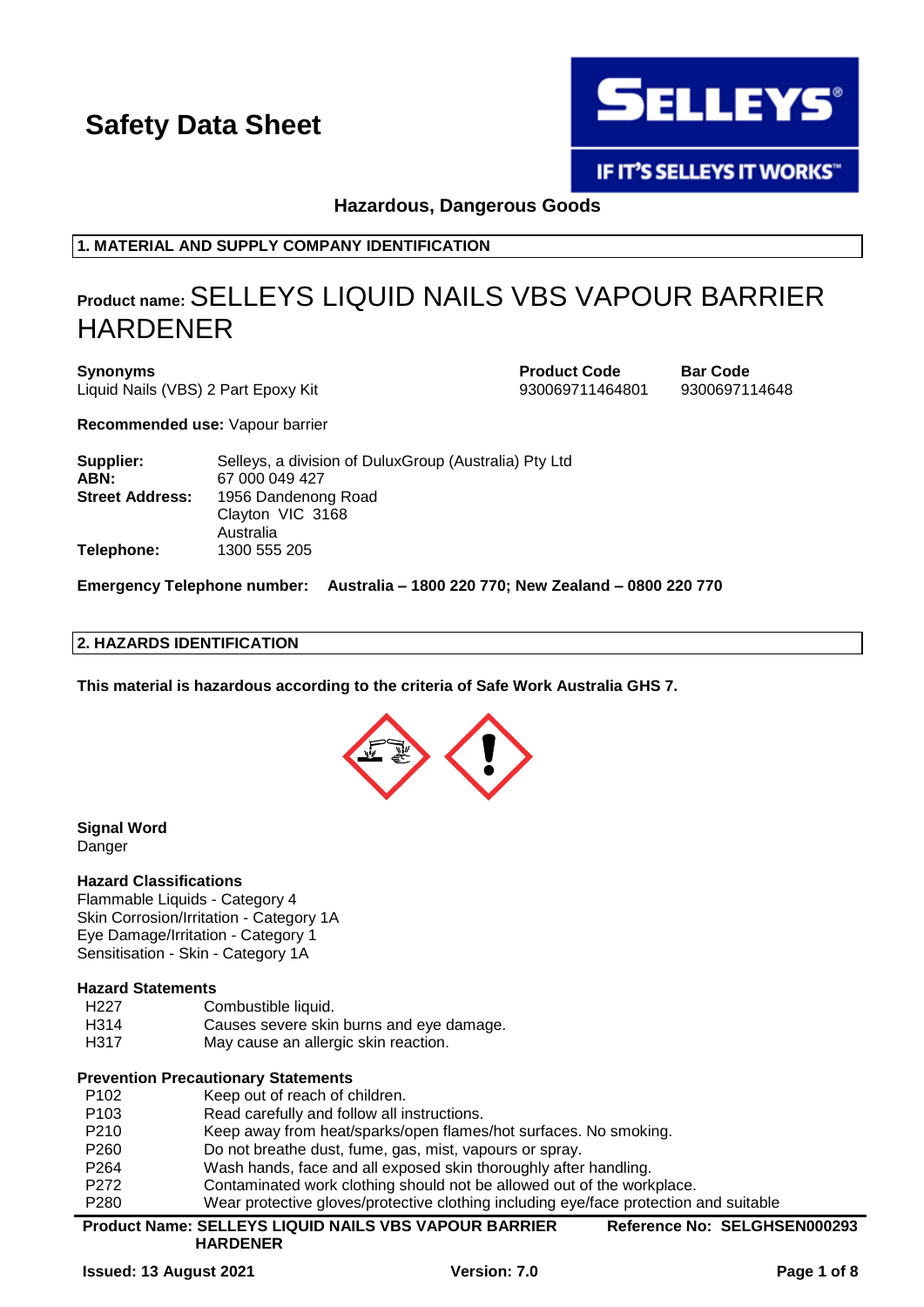# Safety Data Sheet

**Hazardous, Dangerous Goods**

## 1. MATERIAL AND SUPPLY COMPANY IDENTIFICATION

**Product name:** SELLEYS LIQUID NAILS VBS VAPOUR BARRIER HARDENER

| Synonyms | Product Code | Bar Code |
|---|---|---|
| Liquid Nails (VBS) 2 Part Epoxy Kit | 930069711464801 | 9300697114648 |

**Recommended use:** Vapour barrier

**Supplier:** Selleys, a division of DuluxGroup (Australia) Pty Ltd
**ABN:** 67 000 049 427
**Street Address:** 1956 Dandenong Road
Clayton VIC 3168
Australia
**Telephone:** 1300 555 205

**Emergency Telephone number: Australia – 1800 220 770; New Zealand – 0800 220 770**

## 2. HAZARDS IDENTIFICATION

**This material is hazardous according to the criteria of Safe Work Australia GHS 7.**

**Signal Word**
Danger

**Hazard Classifications**
Flammable Liquids - Category 4
Skin Corrosion/Irritation - Category 1A
Eye Damage/Irritation - Category 1
Sensitisation - Skin - Category 1A

**Hazard Statements**

| | |
|---|---|
| H227 | Combustible liquid. |
| H314 | Causes severe skin burns and eye damage. |
| H317 | May cause an allergic skin reaction. |

**Prevention Precautionary Statements**

| | |
|---|---|
| P102 | Keep out of reach of children. |
| P103 | Read carefully and follow all instructions. |
| P210 | Keep away from heat/sparks/open flames/hot surfaces. No smoking. |
| P260 | Do not breathe dust, fume, gas, mist, vapours or spray. |
| P264 | Wash hands, face and all exposed skin thoroughly after handling. |
| P272 | Contaminated work clothing should not be allowed out of the workplace. |
| P280 | Wear protective gloves/protective clothing including eye/face protection and suitable |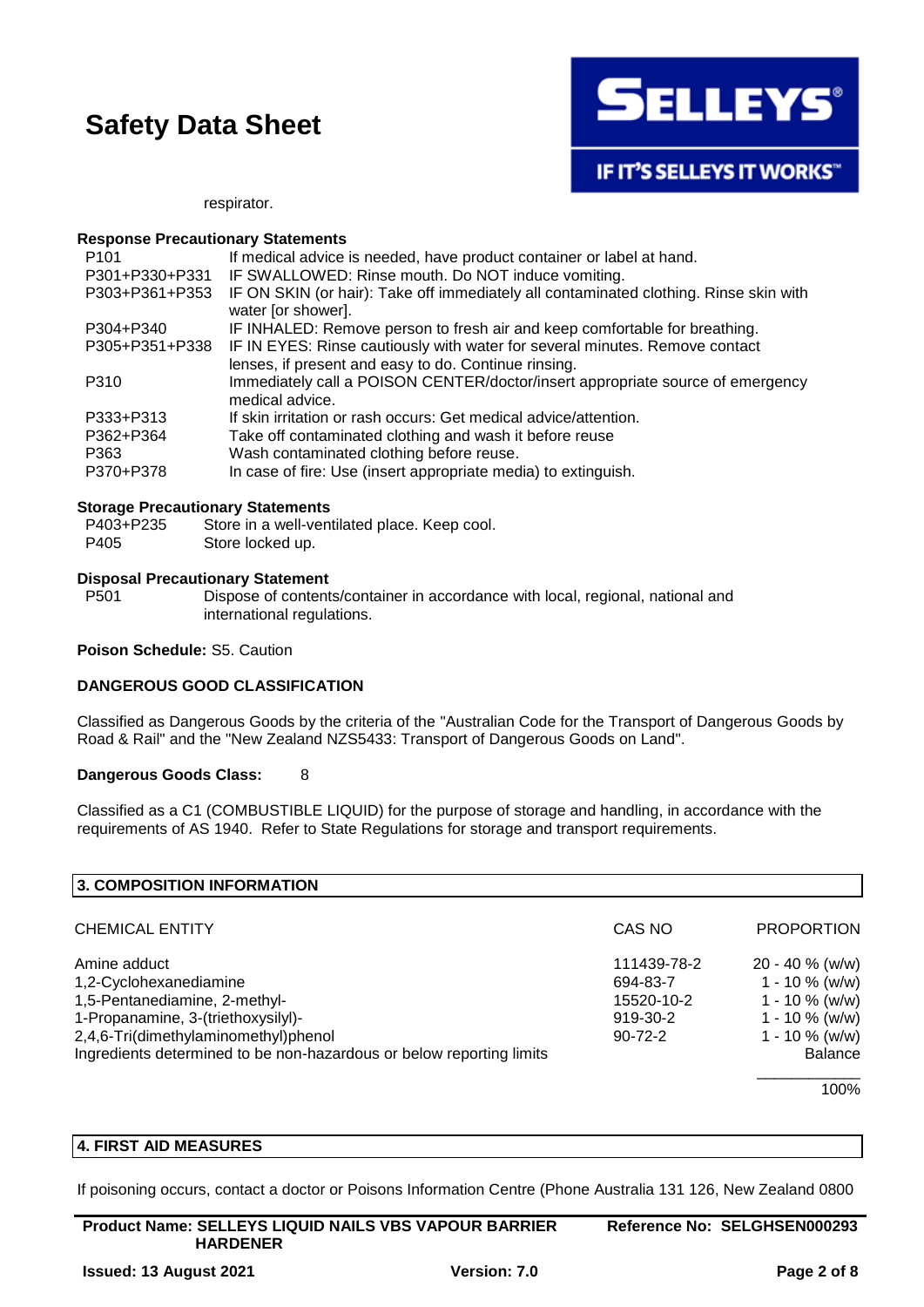respirator.

**Response Precautionary Statements**

| | |
|---|---|
| P101 | If medical advice is needed, have product container or label at hand. |
| P301+P330+P331 | IF SWALLOWED: Rinse mouth. Do NOT induce vomiting. |
| P303+P361+P353 | IF ON SKIN (or hair): Take off immediately all contaminated clothing. Rinse skin with water [or shower]. |
| P304+P340 | IF INHALED: Remove person to fresh air and keep comfortable for breathing. |
| P305+P351+P338 | IF IN EYES: Rinse cautiously with water for several minutes. Remove contact lenses, if present and easy to do. Continue rinsing. |
| P310 | Immediately call a POISON CENTER/doctor/insert appropriate source of emergency medical advice. |
| P333+P313 | If skin irritation or rash occurs: Get medical advice/attention. |
| P362+P364 | Take off contaminated clothing and wash it before reuse |
| P363 | Wash contaminated clothing before reuse. |
| P370+P378 | In case of fire: Use (insert appropriate media) to extinguish. |

**Storage Precautionary Statements**

| | |
|---|---|
| P403+P235 | Store in a well-ventilated place. Keep cool. |
| P405 | Store locked up. |

**Disposal Precautionary Statement**

| | |
|---|---|
| P501 | Dispose of contents/container in accordance with local, regional, national and international regulations. |

**Poison Schedule:** S5. Caution

**DANGEROUS GOOD CLASSIFICATION**

Classified as Dangerous Goods by the criteria of the "Australian Code for the Transport of Dangerous Goods by Road & Rail" and the "New Zealand NZS5433: Transport of Dangerous Goods on Land".

**Dangerous Goods Class:** 8

Classified as a C1 (COMBUSTIBLE LIQUID) for the purpose of storage and handling, in accordance with the requirements of AS 1940. Refer to State Regulations for storage and transport requirements.

## 3. COMPOSITION INFORMATION

| CHEMICAL ENTITY | CAS NO | PROPORTION |
|---|---|---|
| Amine adduct | 111439-78-2 | 20 - 40 % (w/w) |
| 1,2-Cyclohexanediamine | 694-83-7 | 1 - 10 % (w/w) |
| 1,5-Pentanediamine, 2-methyl- | 15520-10-2 | 1 - 10 % (w/w) |
| 1-Propanamine, 3-(triethoxysilyl)- | 919-30-2 | 1 - 10 % (w/w) |
| 2,4,6-Tri(dimethylaminomethyl)phenol | 90-72-2 | 1 - 10 % (w/w) |
| Ingredients determined to be non-hazardous or below reporting limits | | Balance |
| | | 100% |

## 4. FIRST AID MEASURES

If poisoning occurs, contact a doctor or Poisons Information Centre (Phone Australia 131 126, New Zealand 0800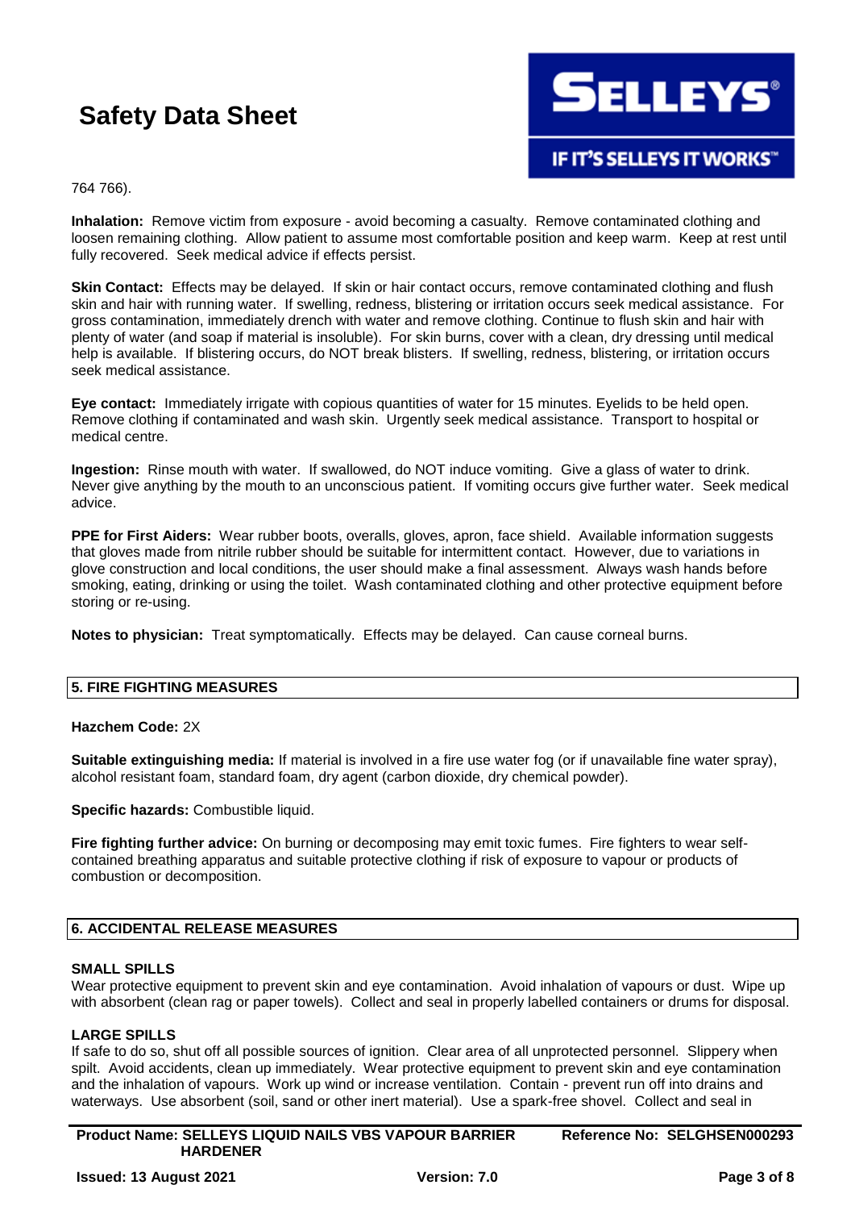764 766).

**Inhalation:** Remove victim from exposure - avoid becoming a casualty. Remove contaminated clothing and loosen remaining clothing. Allow patient to assume most comfortable position and keep warm. Keep at rest until fully recovered. Seek medical advice if effects persist.

**Skin Contact:** Effects may be delayed. If skin or hair contact occurs, remove contaminated clothing and flush skin and hair with running water. If swelling, redness, blistering or irritation occurs seek medical assistance. For gross contamination, immediately drench with water and remove clothing. Continue to flush skin and hair with plenty of water (and soap if material is insoluble). For skin burns, cover with a clean, dry dressing until medical help is available. If blistering occurs, do NOT break blisters. If swelling, redness, blistering, or irritation occurs seek medical assistance.

**Eye contact:** Immediately irrigate with copious quantities of water for 15 minutes. Eyelids to be held open. Remove clothing if contaminated and wash skin. Urgently seek medical assistance. Transport to hospital or medical centre.

**Ingestion:** Rinse mouth with water. If swallowed, do NOT induce vomiting. Give a glass of water to drink. Never give anything by the mouth to an unconscious patient. If vomiting occurs give further water. Seek medical advice.

**PPE for First Aiders:** Wear rubber boots, overalls, gloves, apron, face shield. Available information suggests that gloves made from nitrile rubber should be suitable for intermittent contact. However, due to variations in glove construction and local conditions, the user should make a final assessment. Always wash hands before smoking, eating, drinking or using the toilet. Wash contaminated clothing and other protective equipment before storing or re-using.

**Notes to physician:** Treat symptomatically. Effects may be delayed. Can cause corneal burns.

## 5. FIRE FIGHTING MEASURES

**Hazchem Code:** 2X

**Suitable extinguishing media:** If material is involved in a fire use water fog (or if unavailable fine water spray), alcohol resistant foam, standard foam, dry agent (carbon dioxide, dry chemical powder).

**Specific hazards:** Combustible liquid.

**Fire fighting further advice:** On burning or decomposing may emit toxic fumes. Fire fighters to wear self-contained breathing apparatus and suitable protective clothing if risk of exposure to vapour or products of combustion or decomposition.

## 6. ACCIDENTAL RELEASE MEASURES

**SMALL SPILLS**

Wear protective equipment to prevent skin and eye contamination. Avoid inhalation of vapours or dust. Wipe up with absorbent (clean rag or paper towels). Collect and seal in properly labelled containers or drums for disposal.

**LARGE SPILLS**

If safe to do so, shut off all possible sources of ignition. Clear area of all unprotected personnel. Slippery when spilt. Avoid accidents, clean up immediately. Wear protective equipment to prevent skin and eye contamination and the inhalation of vapours. Work up wind or increase ventilation. Contain - prevent run off into drains and waterways. Use absorbent (soil, sand or other inert material). Use a spark-free shovel. Collect and seal in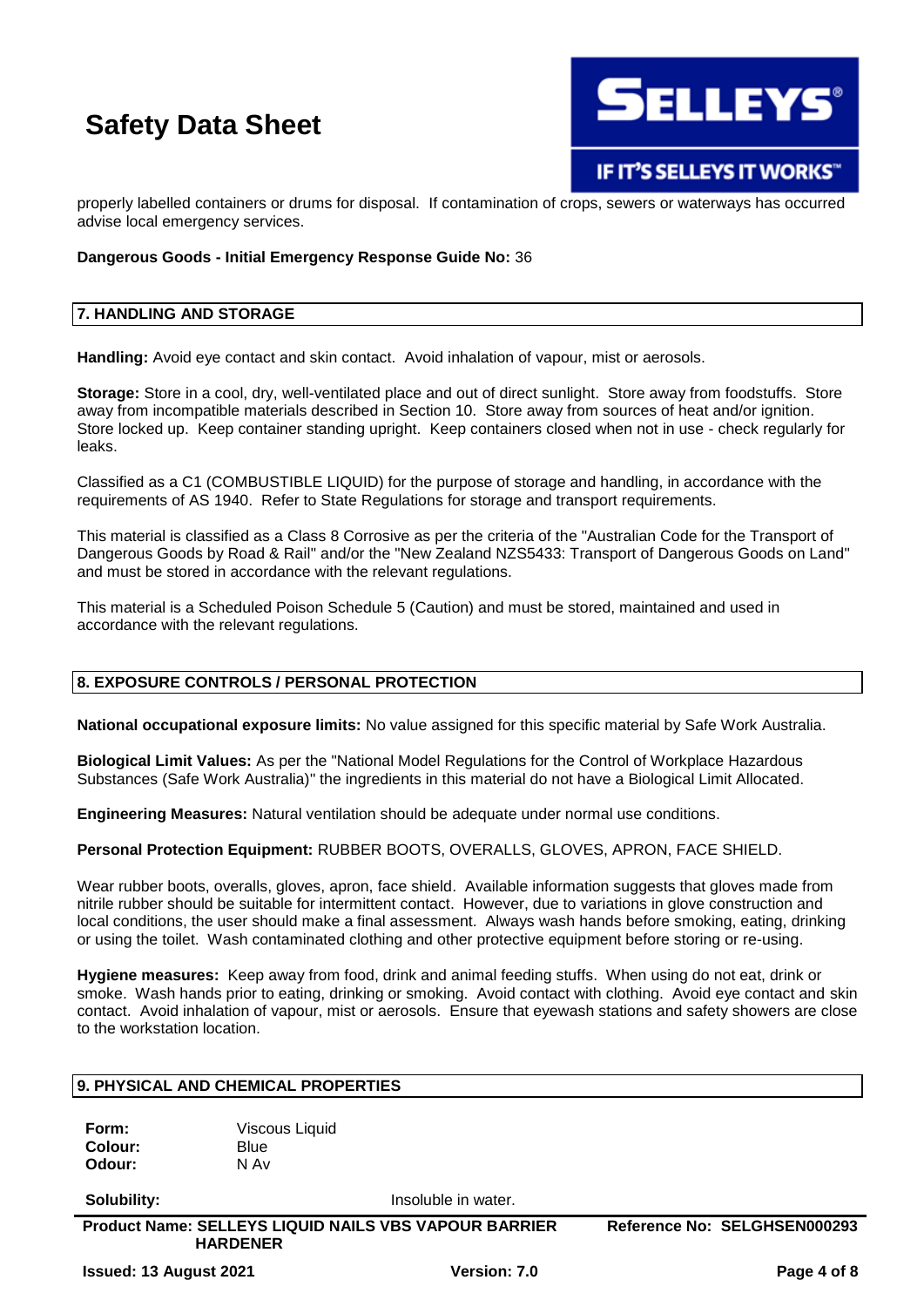properly labelled containers or drums for disposal. If contamination of crops, sewers or waterways has occurred advise local emergency services.

**Dangerous Goods - Initial Emergency Response Guide No:** 36

## 7. HANDLING AND STORAGE

**Handling:** Avoid eye contact and skin contact. Avoid inhalation of vapour, mist or aerosols.

**Storage:** Store in a cool, dry, well-ventilated place and out of direct sunlight. Store away from foodstuffs. Store away from incompatible materials described in Section 10. Store away from sources of heat and/or ignition. Store locked up. Keep container standing upright. Keep containers closed when not in use - check regularly for leaks.

Classified as a C1 (COMBUSTIBLE LIQUID) for the purpose of storage and handling, in accordance with the requirements of AS 1940. Refer to State Regulations for storage and transport requirements.

This material is classified as a Class 8 Corrosive as per the criteria of the "Australian Code for the Transport of Dangerous Goods by Road & Rail" and/or the "New Zealand NZS5433: Transport of Dangerous Goods on Land" and must be stored in accordance with the relevant regulations.

This material is a Scheduled Poison Schedule 5 (Caution) and must be stored, maintained and used in accordance with the relevant regulations.

## 8. EXPOSURE CONTROLS / PERSONAL PROTECTION

**National occupational exposure limits:** No value assigned for this specific material by Safe Work Australia.

**Biological Limit Values:** As per the "National Model Regulations for the Control of Workplace Hazardous Substances (Safe Work Australia)" the ingredients in this material do not have a Biological Limit Allocated.

**Engineering Measures:** Natural ventilation should be adequate under normal use conditions.

**Personal Protection Equipment:** RUBBER BOOTS, OVERALLS, GLOVES, APRON, FACE SHIELD.

Wear rubber boots, overalls, gloves, apron, face shield. Available information suggests that gloves made from nitrile rubber should be suitable for intermittent contact. However, due to variations in glove construction and local conditions, the user should make a final assessment. Always wash hands before smoking, eating, drinking or using the toilet. Wash contaminated clothing and other protective equipment before storing or re-using.

**Hygiene measures:** Keep away from food, drink and animal feeding stuffs. When using do not eat, drink or smoke. Wash hands prior to eating, drinking or smoking. Avoid contact with clothing. Avoid eye contact and skin contact. Avoid inhalation of vapour, mist or aerosols. Ensure that eyewash stations and safety showers are close to the workstation location.

## 9. PHYSICAL AND CHEMICAL PROPERTIES

| | |
|---|---|
| **Form:** | Viscous Liquid |
| **Colour:** | Blue |
| **Odour:** | N Av |
| **Solubility:** | Insoluble in water. |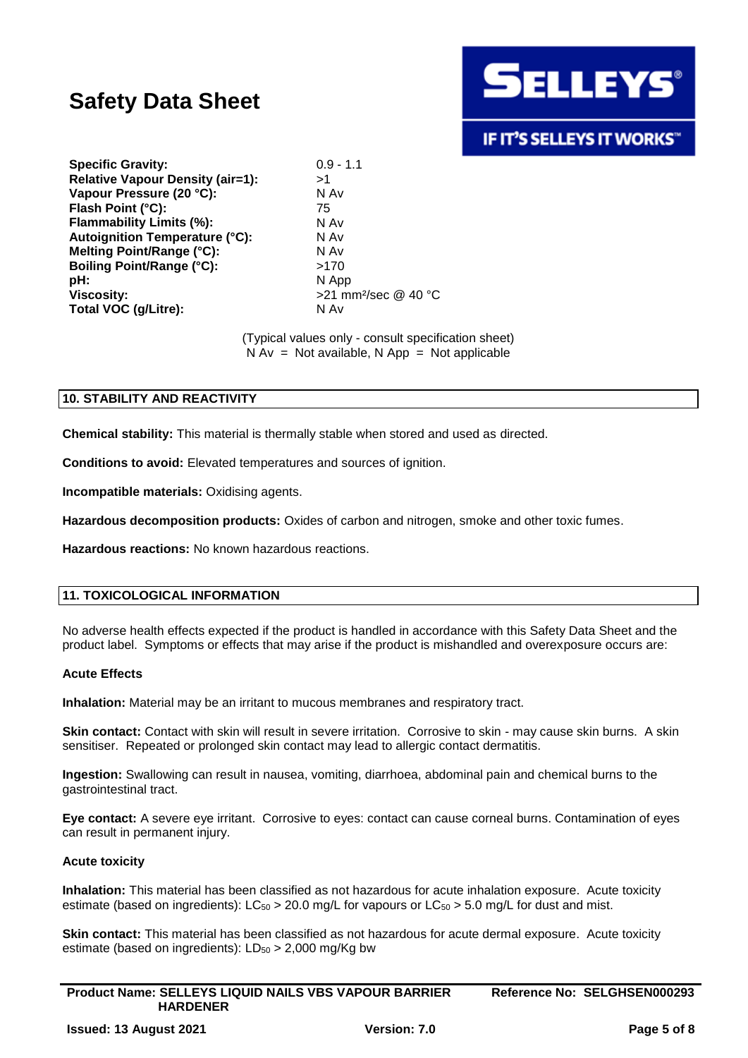| | |
|---|---|
| **Specific Gravity:** | 0.9 - 1.1 |
| **Relative Vapour Density (air=1):** | >1 |
| **Vapour Pressure (20 °C):** | N Av |
| **Flash Point (°C):** | 75 |
| **Flammability Limits (%):** | N Av |
| **Autoignition Temperature (°C):** | N Av |
| **Melting Point/Range (°C):** | N Av |
| **Boiling Point/Range (°C):** | >170 |
| **pH:** | N App |
| **Viscosity:** | >21 mm²/sec @ 40 °C |
| **Total VOC (g/Litre):** | N Av |

(Typical values only - consult specification sheet)
N Av = Not available, N App = Not applicable

## 10. STABILITY AND REACTIVITY

**Chemical stability:** This material is thermally stable when stored and used as directed.

**Conditions to avoid:** Elevated temperatures and sources of ignition.

**Incompatible materials:** Oxidising agents.

**Hazardous decomposition products:** Oxides of carbon and nitrogen, smoke and other toxic fumes.

**Hazardous reactions:** No known hazardous reactions.

## 11. TOXICOLOGICAL INFORMATION

No adverse health effects expected if the product is handled in accordance with this Safety Data Sheet and the product label. Symptoms or effects that may arise if the product is mishandled and overexposure occurs are:

### Acute Effects

**Inhalation:** Material may be an irritant to mucous membranes and respiratory tract.

**Skin contact:** Contact with skin will result in severe irritation. Corrosive to skin - may cause skin burns. A skin sensitiser. Repeated or prolonged skin contact may lead to allergic contact dermatitis.

**Ingestion:** Swallowing can result in nausea, vomiting, diarrhoea, abdominal pain and chemical burns to the gastrointestinal tract.

**Eye contact:** A severe eye irritant. Corrosive to eyes: contact can cause corneal burns. Contamination of eyes can result in permanent injury.

### Acute toxicity

**Inhalation:** This material has been classified as not hazardous for acute inhalation exposure. Acute toxicity estimate (based on ingredients): $LC_{50}$ > 20.0 mg/L for vapours or $LC_{50}$ > 5.0 mg/L for dust and mist.

**Skin contact:** This material has been classified as not hazardous for acute dermal exposure. Acute toxicity estimate (based on ingredients): $LD_{50}$ > 2,000 mg/Kg bw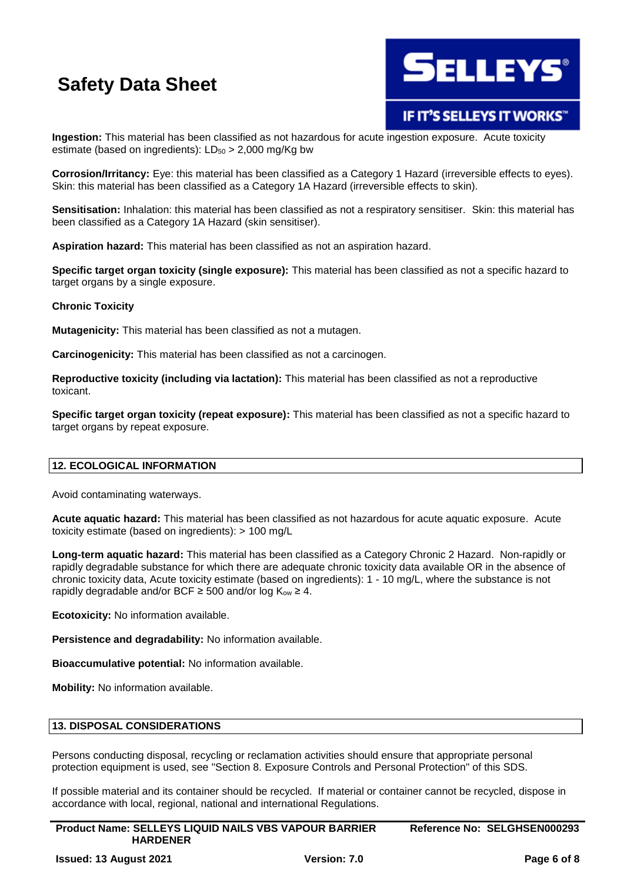**Ingestion:** This material has been classified as not hazardous for acute ingestion exposure. Acute toxicity estimate (based on ingredients): $LD_{50}$ > 2,000 mg/Kg bw

**Corrosion/Irritancy:** Eye: this material has been classified as a Category 1 Hazard (irreversible effects to eyes). Skin: this material has been classified as a Category 1A Hazard (irreversible effects to skin).

**Sensitisation:** Inhalation: this material has been classified as not a respiratory sensitiser. Skin: this material has been classified as a Category 1A Hazard (skin sensitiser).

**Aspiration hazard:** This material has been classified as not an aspiration hazard.

**Specific target organ toxicity (single exposure):** This material has been classified as not a specific hazard to target organs by a single exposure.

**Chronic Toxicity**

**Mutagenicity:** This material has been classified as not a mutagen.

**Carcinogenicity:** This material has been classified as not a carcinogen.

**Reproductive toxicity (including via lactation):** This material has been classified as not a reproductive toxicant.

**Specific target organ toxicity (repeat exposure):** This material has been classified as not a specific hazard to target organs by repeat exposure.

## 12. ECOLOGICAL INFORMATION

Avoid contaminating waterways.

**Acute aquatic hazard:** This material has been classified as not hazardous for acute aquatic exposure. Acute toxicity estimate (based on ingredients): > 100 mg/L

**Long-term aquatic hazard:** This material has been classified as a Category Chronic 2 Hazard. Non-rapidly or rapidly degradable substance for which there are adequate chronic toxicity data available OR in the absence of chronic toxicity data, Acute toxicity estimate (based on ingredients): 1 - 10 mg/L, where the substance is not rapidly degradable and/or BCF ≥ 500 and/or log $K_{ow}$ ≥ 4.

**Ecotoxicity:** No information available.

**Persistence and degradability:** No information available.

**Bioaccumulative potential:** No information available.

**Mobility:** No information available.

## 13. DISPOSAL CONSIDERATIONS

Persons conducting disposal, recycling or reclamation activities should ensure that appropriate personal protection equipment is used, see "Section 8. Exposure Controls and Personal Protection" of this SDS.

If possible material and its container should be recycled. If material or container cannot be recycled, dispose in accordance with local, regional, national and international Regulations.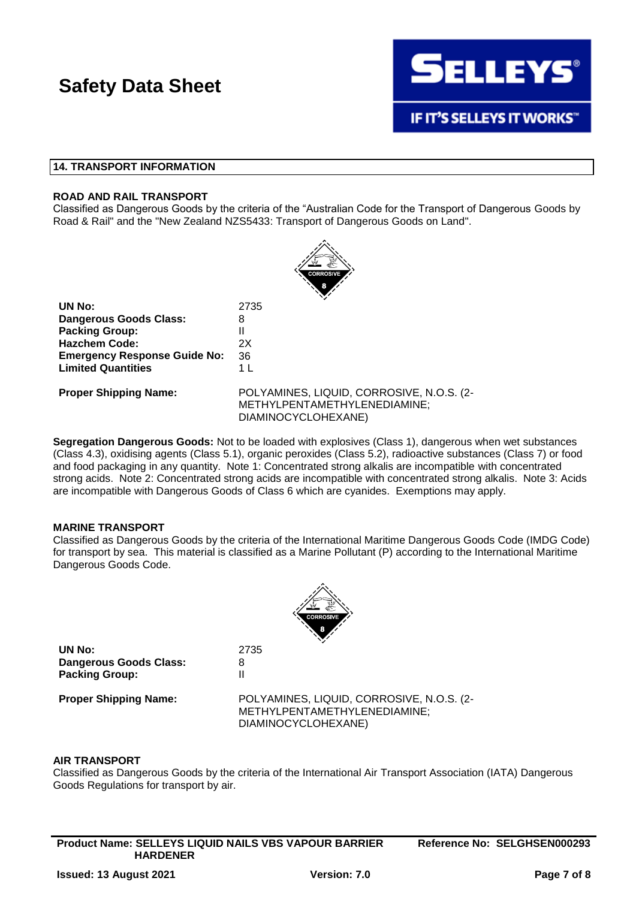## 14. TRANSPORT INFORMATION

### ROAD AND RAIL TRANSPORT

Classified as Dangerous Goods by the criteria of the "Australian Code for the Transport of Dangerous Goods by Road & Rail" and the "New Zealand NZS5433: Transport of Dangerous Goods on Land".

| | |
|---|---|
| **UN No:** | 2735 |
| **Dangerous Goods Class:** | 8 |
| **Packing Group:** | II |
| **Hazchem Code:** | 2X |
| **Emergency Response Guide No:** | 36 |
| **Limited Quantities** | 1 L |
| **Proper Shipping Name:** | POLYAMINES, LIQUID, CORROSIVE, N.O.S. (2-METHYLPENTAMETHYLENEDIAMINE; DIAMINOCYCLOHEXANE) |

**Segregation Dangerous Goods:** Not to be loaded with explosives (Class 1), dangerous when wet substances (Class 4.3), oxidising agents (Class 5.1), organic peroxides (Class 5.2), radioactive substances (Class 7) or food and food packaging in any quantity. Note 1: Concentrated strong alkalis are incompatible with concentrated strong acids. Note 2: Concentrated strong acids are incompatible with concentrated strong alkalis. Note 3: Acids are incompatible with Dangerous Goods of Class 6 which are cyanides. Exemptions may apply.

### MARINE TRANSPORT

Classified as Dangerous Goods by the criteria of the International Maritime Dangerous Goods Code (IMDG Code) for transport by sea. This material is classified as a Marine Pollutant (P) according to the International Maritime Dangerous Goods Code.

| | |
|---|---|
| **UN No:** | 2735 |
| **Dangerous Goods Class:** | 8 |
| **Packing Group:** | II |
| **Proper Shipping Name:** | POLYAMINES, LIQUID, CORROSIVE, N.O.S. (2-METHYLPENTAMETHYLENEDIAMINE; DIAMINOCYCLOHEXANE) |

### AIR TRANSPORT

Classified as Dangerous Goods by the criteria of the International Air Transport Association (IATA) Dangerous Goods Regulations for transport by air.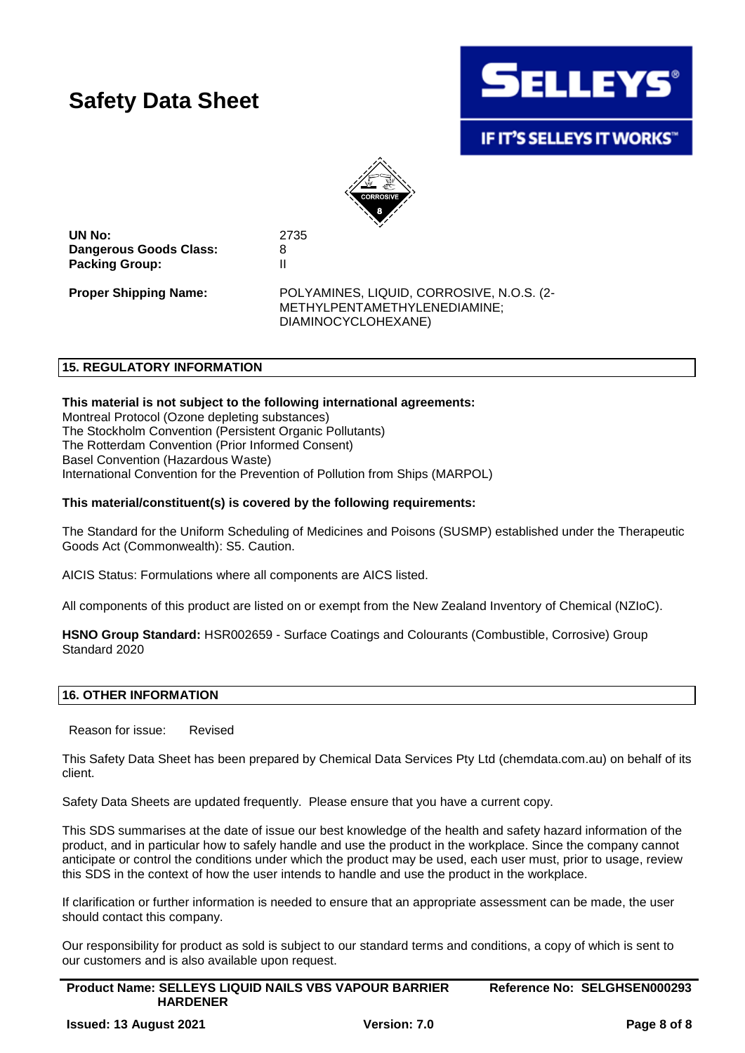# Safety Data Sheet

| | |
|---|---|
| **UN No:** | 2735 |
| **Dangerous Goods Class:** | 8 |
| **Packing Group:** | II |
| **Proper Shipping Name:** | POLYAMINES, LIQUID, CORROSIVE, N.O.S. (2-METHYLPENTAMETHYLENEDIAMINE; DIAMINOCYCLOHEXANE) |

## 15. REGULATORY INFORMATION

**This material is not subject to the following international agreements:**

Montreal Protocol (Ozone depleting substances)
The Stockholm Convention (Persistent Organic Pollutants)
The Rotterdam Convention (Prior Informed Consent)
Basel Convention (Hazardous Waste)
International Convention for the Prevention of Pollution from Ships (MARPOL)

**This material/constituent(s) is covered by the following requirements:**

The Standard for the Uniform Scheduling of Medicines and Poisons (SUSMP) established under the Therapeutic Goods Act (Commonwealth): S5. Caution.

AICIS Status: Formulations where all components are AICS listed.

All components of this product are listed on or exempt from the New Zealand Inventory of Chemical (NZIoC).

**HSNO Group Standard:** HSR002659 - Surface Coatings and Colourants (Combustible, Corrosive) Group Standard 2020

## 16. OTHER INFORMATION

Reason for issue: Revised

This Safety Data Sheet has been prepared by Chemical Data Services Pty Ltd (chemdata.com.au) on behalf of its client.

Safety Data Sheets are updated frequently. Please ensure that you have a current copy.

This SDS summarises at the date of issue our best knowledge of the health and safety hazard information of the product, and in particular how to safely handle and use the product in the workplace. Since the company cannot anticipate or control the conditions under which the product may be used, each user must, prior to usage, review this SDS in the context of how the user intends to handle and use the product in the workplace.

If clarification or further information is needed to ensure that an appropriate assessment can be made, the user should contact this company.

Our responsibility for product as sold is subject to our standard terms and conditions, a copy of which is sent to our customers and is also available upon request.